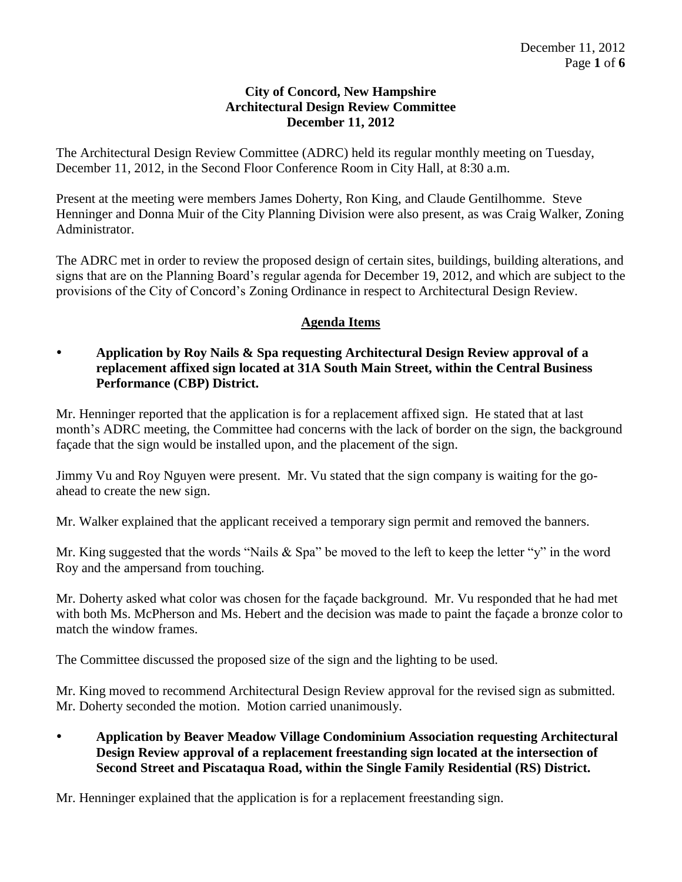**City of Concord, New Hampshire**
**Architectural Design Review Committee**
**December 11, 2012**

The Architectural Design Review Committee (ADRC) held its regular monthly meeting on Tuesday, December 11, 2012, in the Second Floor Conference Room in City Hall, at 8:30 a.m.

Present at the meeting were members James Doherty, Ron King, and Claude Gentilhomme. Steve Henninger and Donna Muir of the City Planning Division were also present, as was Craig Walker, Zoning Administrator.

The ADRC met in order to review the proposed design of certain sites, buildings, building alterations, and signs that are on the Planning Board's regular agenda for December 19, 2012, and which are subject to the provisions of the City of Concord's Zoning Ordinance in respect to Architectural Design Review.

## Agenda Items

- **Application by Roy Nails & Spa requesting Architectural Design Review approval of a replacement affixed sign located at 31A South Main Street, within the Central Business Performance (CBP) District.**

Mr. Henninger reported that the application is for a replacement affixed sign. He stated that at last month's ADRC meeting, the Committee had concerns with the lack of border on the sign, the background façade that the sign would be installed upon, and the placement of the sign.

Jimmy Vu and Roy Nguyen were present. Mr. Vu stated that the sign company is waiting for the go-ahead to create the new sign.

Mr. Walker explained that the applicant received a temporary sign permit and removed the banners.

Mr. King suggested that the words "Nails & Spa" be moved to the left to keep the letter "y" in the word Roy and the ampersand from touching.

Mr. Doherty asked what color was chosen for the façade background. Mr. Vu responded that he had met with both Ms. McPherson and Ms. Hebert and the decision was made to paint the façade a bronze color to match the window frames.

The Committee discussed the proposed size of the sign and the lighting to be used.

Mr. King moved to recommend Architectural Design Review approval for the revised sign as submitted. Mr. Doherty seconded the motion. Motion carried unanimously.

- **Application by Beaver Meadow Village Condominium Association requesting Architectural Design Review approval of a replacement freestanding sign located at the intersection of Second Street and Piscataqua Road, within the Single Family Residential (RS) District.**

Mr. Henninger explained that the application is for a replacement freestanding sign.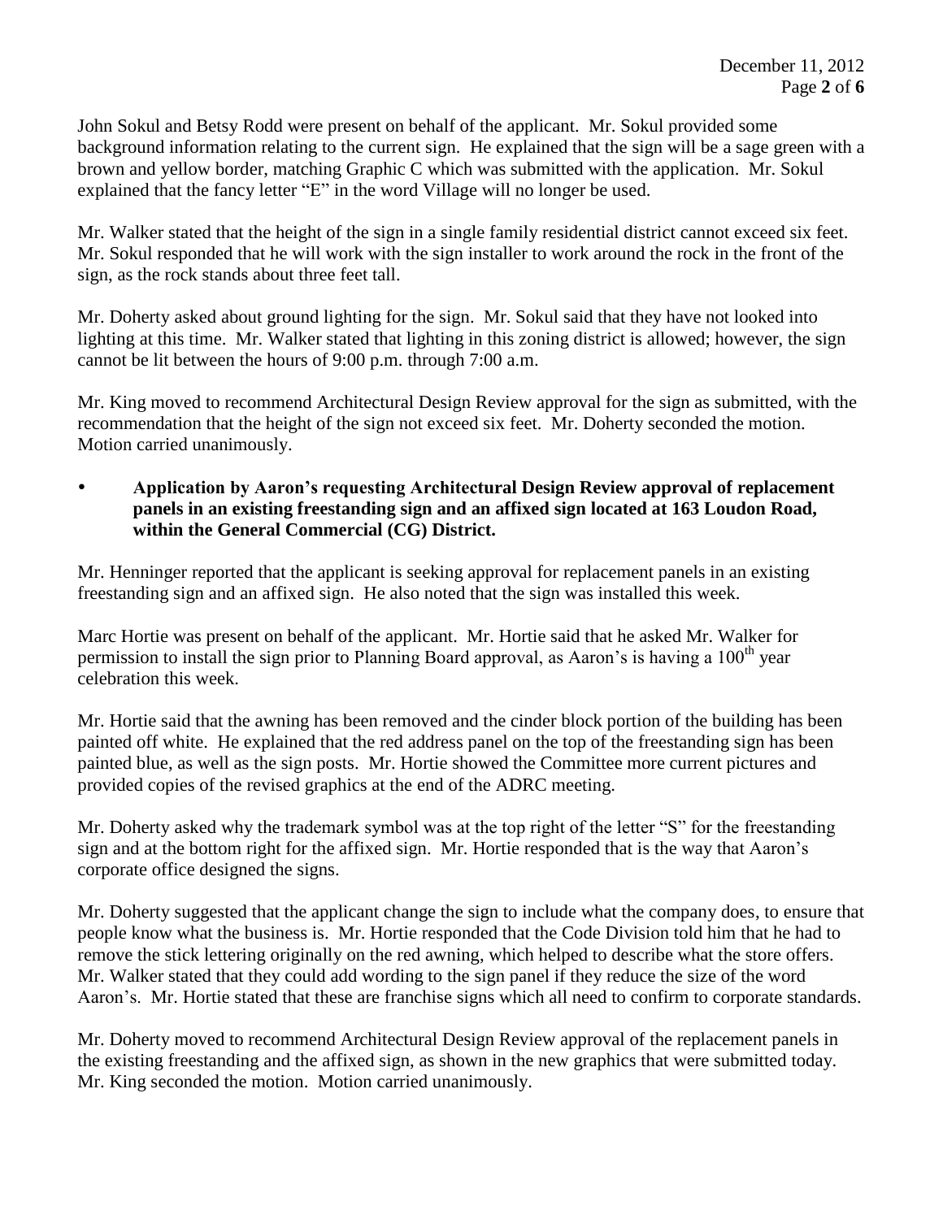John Sokul and Betsy Rodd were present on behalf of the applicant. Mr. Sokul provided some background information relating to the current sign. He explained that the sign will be a sage green with a brown and yellow border, matching Graphic C which was submitted with the application. Mr. Sokul explained that the fancy letter "E" in the word Village will no longer be used.

Mr. Walker stated that the height of the sign in a single family residential district cannot exceed six feet. Mr. Sokul responded that he will work with the sign installer to work around the rock in the front of the sign, as the rock stands about three feet tall.

Mr. Doherty asked about ground lighting for the sign. Mr. Sokul said that they have not looked into lighting at this time. Mr. Walker stated that lighting in this zoning district is allowed; however, the sign cannot be lit between the hours of 9:00 p.m. through 7:00 a.m.

Mr. King moved to recommend Architectural Design Review approval for the sign as submitted, with the recommendation that the height of the sign not exceed six feet. Mr. Doherty seconded the motion. Motion carried unanimously.

- **Application by Aaron's requesting Architectural Design Review approval of replacement panels in an existing freestanding sign and an affixed sign located at 163 Loudon Road, within the General Commercial (CG) District.**

Mr. Henninger reported that the applicant is seeking approval for replacement panels in an existing freestanding sign and an affixed sign. He also noted that the sign was installed this week.

Marc Hortie was present on behalf of the applicant. Mr. Hortie said that he asked Mr. Walker for permission to install the sign prior to Planning Board approval, as Aaron's is having a 100th year celebration this week.

Mr. Hortie said that the awning has been removed and the cinder block portion of the building has been painted off white. He explained that the red address panel on the top of the freestanding sign has been painted blue, as well as the sign posts. Mr. Hortie showed the Committee more current pictures and provided copies of the revised graphics at the end of the ADRC meeting.

Mr. Doherty asked why the trademark symbol was at the top right of the letter "S" for the freestanding sign and at the bottom right for the affixed sign. Mr. Hortie responded that is the way that Aaron's corporate office designed the signs.

Mr. Doherty suggested that the applicant change the sign to include what the company does, to ensure that people know what the business is. Mr. Hortie responded that the Code Division told him that he had to remove the stick lettering originally on the red awning, which helped to describe what the store offers. Mr. Walker stated that they could add wording to the sign panel if they reduce the size of the word Aaron's. Mr. Hortie stated that these are franchise signs which all need to confirm to corporate standards.

Mr. Doherty moved to recommend Architectural Design Review approval of the replacement panels in the existing freestanding and the affixed sign, as shown in the new graphics that were submitted today. Mr. King seconded the motion. Motion carried unanimously.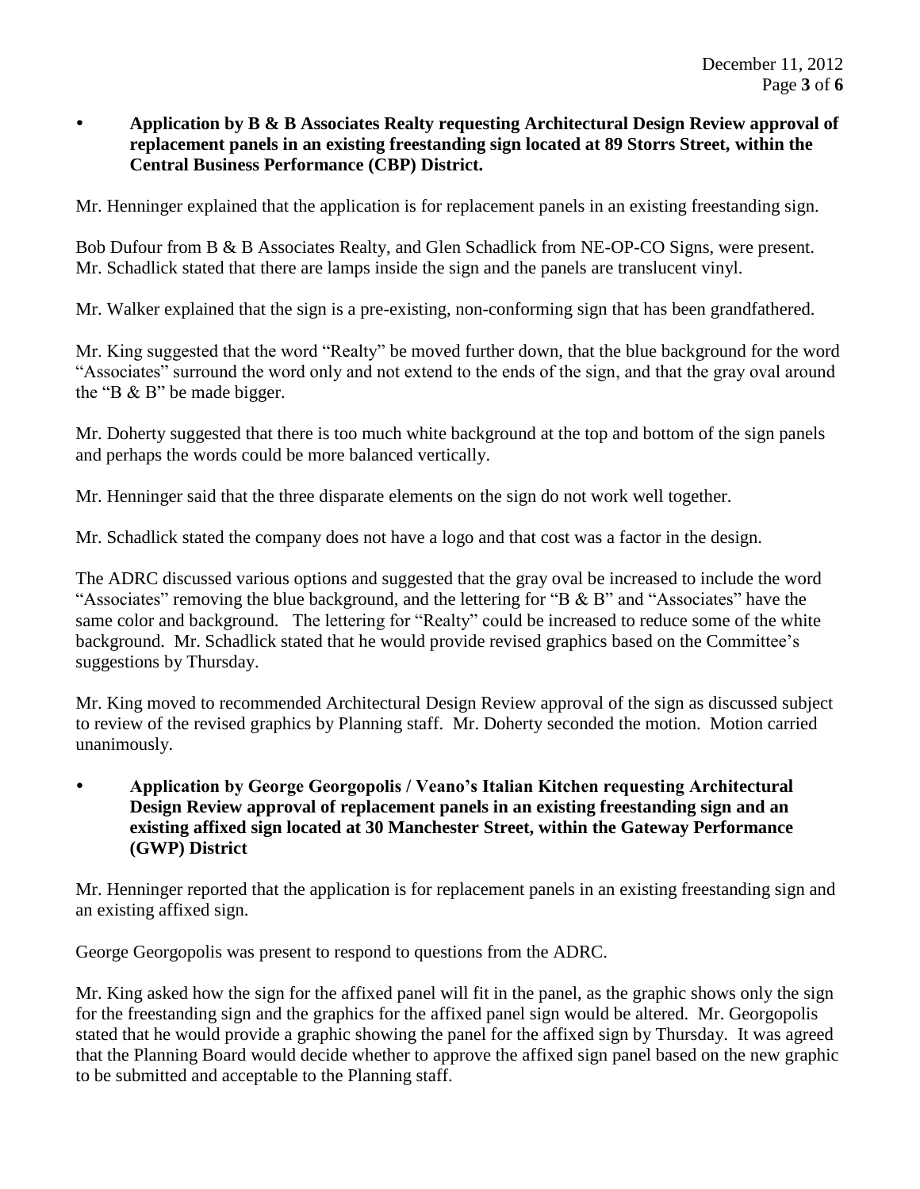- **Application by B & B Associates Realty requesting Architectural Design Review approval of replacement panels in an existing freestanding sign located at 89 Storrs Street, within the Central Business Performance (CBP) District.**

Mr. Henninger explained that the application is for replacement panels in an existing freestanding sign.

Bob Dufour from B & B Associates Realty, and Glen Schadlick from NE-OP-CO Signs, were present. Mr. Schadlick stated that there are lamps inside the sign and the panels are translucent vinyl.

Mr. Walker explained that the sign is a pre-existing, non-conforming sign that has been grandfathered.

Mr. King suggested that the word "Realty" be moved further down, that the blue background for the word "Associates" surround the word only and not extend to the ends of the sign, and that the gray oval around the "B & B" be made bigger.

Mr. Doherty suggested that there is too much white background at the top and bottom of the sign panels and perhaps the words could be more balanced vertically.

Mr. Henninger said that the three disparate elements on the sign do not work well together.

Mr. Schadlick stated the company does not have a logo and that cost was a factor in the design.

The ADRC discussed various options and suggested that the gray oval be increased to include the word "Associates" removing the blue background, and the lettering for "B & B" and "Associates" have the same color and background. The lettering for "Realty" could be increased to reduce some of the white background. Mr. Schadlick stated that he would provide revised graphics based on the Committee's suggestions by Thursday.

Mr. King moved to recommended Architectural Design Review approval of the sign as discussed subject to review of the revised graphics by Planning staff. Mr. Doherty seconded the motion. Motion carried unanimously.

- **Application by George Georgopolis / Veano's Italian Kitchen requesting Architectural Design Review approval of replacement panels in an existing freestanding sign and an existing affixed sign located at 30 Manchester Street, within the Gateway Performance (GWP) District**

Mr. Henninger reported that the application is for replacement panels in an existing freestanding sign and an existing affixed sign.

George Georgopolis was present to respond to questions from the ADRC.

Mr. King asked how the sign for the affixed panel will fit in the panel, as the graphic shows only the sign for the freestanding sign and the graphics for the affixed panel sign would be altered. Mr. Georgopolis stated that he would provide a graphic showing the panel for the affixed sign by Thursday. It was agreed that the Planning Board would decide whether to approve the affixed sign panel based on the new graphic to be submitted and acceptable to the Planning staff.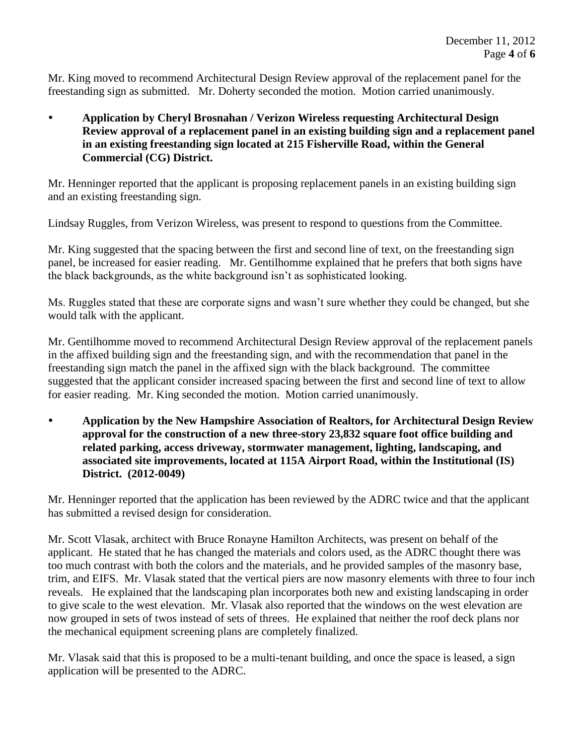Mr. King moved to recommend Architectural Design Review approval of the replacement panel for the freestanding sign as submitted. Mr. Doherty seconded the motion. Motion carried unanimously.

- **Application by Cheryl Brosnahan / Verizon Wireless requesting Architectural Design Review approval of a replacement panel in an existing building sign and a replacement panel in an existing freestanding sign located at 215 Fisherville Road, within the General Commercial (CG) District.**

Mr. Henninger reported that the applicant is proposing replacement panels in an existing building sign and an existing freestanding sign.

Lindsay Ruggles, from Verizon Wireless, was present to respond to questions from the Committee.

Mr. King suggested that the spacing between the first and second line of text, on the freestanding sign panel, be increased for easier reading. Mr. Gentilhomme explained that he prefers that both signs have the black backgrounds, as the white background isn't as sophisticated looking.

Ms. Ruggles stated that these are corporate signs and wasn't sure whether they could be changed, but she would talk with the applicant.

Mr. Gentilhomme moved to recommend Architectural Design Review approval of the replacement panels in the affixed building sign and the freestanding sign, and with the recommendation that panel in the freestanding sign match the panel in the affixed sign with the black background. The committee suggested that the applicant consider increased spacing between the first and second line of text to allow for easier reading. Mr. King seconded the motion. Motion carried unanimously.

- **Application by the New Hampshire Association of Realtors, for Architectural Design Review approval for the construction of a new three-story 23,832 square foot office building and related parking, access driveway, stormwater management, lighting, landscaping, and associated site improvements, located at 115A Airport Road, within the Institutional (IS) District. (2012-0049)**

Mr. Henninger reported that the application has been reviewed by the ADRC twice and that the applicant has submitted a revised design for consideration.

Mr. Scott Vlasak, architect with Bruce Ronayne Hamilton Architects, was present on behalf of the applicant. He stated that he has changed the materials and colors used, as the ADRC thought there was too much contrast with both the colors and the materials, and he provided samples of the masonry base, trim, and EIFS. Mr. Vlasak stated that the vertical piers are now masonry elements with three to four inch reveals. He explained that the landscaping plan incorporates both new and existing landscaping in order to give scale to the west elevation. Mr. Vlasak also reported that the windows on the west elevation are now grouped in sets of twos instead of sets of threes. He explained that neither the roof deck plans nor the mechanical equipment screening plans are completely finalized.

Mr. Vlasak said that this is proposed to be a multi-tenant building, and once the space is leased, a sign application will be presented to the ADRC.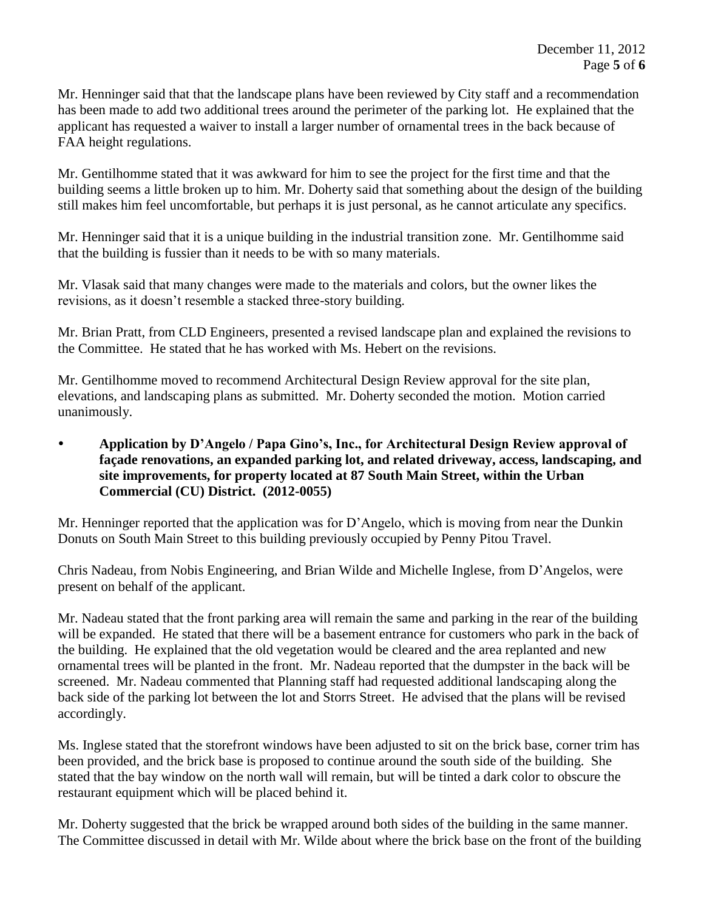Mr. Henninger said that that the landscape plans have been reviewed by City staff and a recommendation has been made to add two additional trees around the perimeter of the parking lot. He explained that the applicant has requested a waiver to install a larger number of ornamental trees in the back because of FAA height regulations.

Mr. Gentilhomme stated that it was awkward for him to see the project for the first time and that the building seems a little broken up to him. Mr. Doherty said that something about the design of the building still makes him feel uncomfortable, but perhaps it is just personal, as he cannot articulate any specifics.

Mr. Henninger said that it is a unique building in the industrial transition zone. Mr. Gentilhomme said that the building is fussier than it needs to be with so many materials.

Mr. Vlasak said that many changes were made to the materials and colors, but the owner likes the revisions, as it doesn't resemble a stacked three-story building.

Mr. Brian Pratt, from CLD Engineers, presented a revised landscape plan and explained the revisions to the Committee. He stated that he has worked with Ms. Hebert on the revisions.

Mr. Gentilhomme moved to recommend Architectural Design Review approval for the site plan, elevations, and landscaping plans as submitted. Mr. Doherty seconded the motion. Motion carried unanimously.

- **Application by D'Angelo / Papa Gino's, Inc., for Architectural Design Review approval of façade renovations, an expanded parking lot, and related driveway, access, landscaping, and site improvements, for property located at 87 South Main Street, within the Urban Commercial (CU) District. (2012-0055)**

Mr. Henninger reported that the application was for D'Angelo, which is moving from near the Dunkin Donuts on South Main Street to this building previously occupied by Penny Pitou Travel.

Chris Nadeau, from Nobis Engineering, and Brian Wilde and Michelle Inglese, from D'Angelos, were present on behalf of the applicant.

Mr. Nadeau stated that the front parking area will remain the same and parking in the rear of the building will be expanded. He stated that there will be a basement entrance for customers who park in the back of the building. He explained that the old vegetation would be cleared and the area replanted and new ornamental trees will be planted in the front. Mr. Nadeau reported that the dumpster in the back will be screened. Mr. Nadeau commented that Planning staff had requested additional landscaping along the back side of the parking lot between the lot and Storrs Street. He advised that the plans will be revised accordingly.

Ms. Inglese stated that the storefront windows have been adjusted to sit on the brick base, corner trim has been provided, and the brick base is proposed to continue around the south side of the building. She stated that the bay window on the north wall will remain, but will be tinted a dark color to obscure the restaurant equipment which will be placed behind it.

Mr. Doherty suggested that the brick be wrapped around both sides of the building in the same manner. The Committee discussed in detail with Mr. Wilde about where the brick base on the front of the building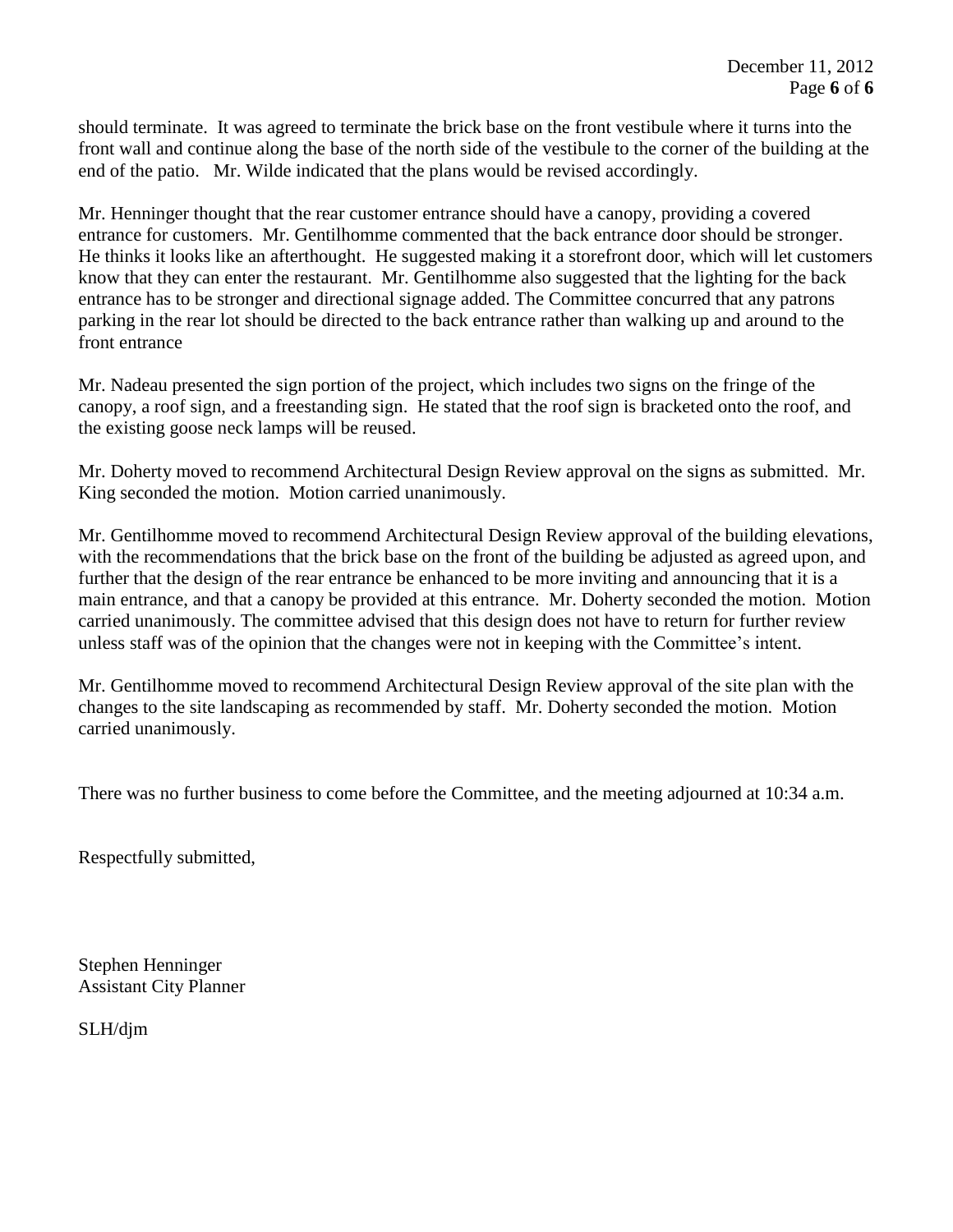should terminate. It was agreed to terminate the brick base on the front vestibule where it turns into the front wall and continue along the base of the north side of the vestibule to the corner of the building at the end of the patio. Mr. Wilde indicated that the plans would be revised accordingly.

Mr. Henninger thought that the rear customer entrance should have a canopy, providing a covered entrance for customers. Mr. Gentilhomme commented that the back entrance door should be stronger. He thinks it looks like an afterthought. He suggested making it a storefront door, which will let customers know that they can enter the restaurant. Mr. Gentilhomme also suggested that the lighting for the back entrance has to be stronger and directional signage added. The Committee concurred that any patrons parking in the rear lot should be directed to the back entrance rather than walking up and around to the front entrance

Mr. Nadeau presented the sign portion of the project, which includes two signs on the fringe of the canopy, a roof sign, and a freestanding sign. He stated that the roof sign is bracketed onto the roof, and the existing goose neck lamps will be reused.

Mr. Doherty moved to recommend Architectural Design Review approval on the signs as submitted. Mr. King seconded the motion. Motion carried unanimously.

Mr. Gentilhomme moved to recommend Architectural Design Review approval of the building elevations, with the recommendations that the brick base on the front of the building be adjusted as agreed upon, and further that the design of the rear entrance be enhanced to be more inviting and announcing that it is a main entrance, and that a canopy be provided at this entrance. Mr. Doherty seconded the motion. Motion carried unanimously. The committee advised that this design does not have to return for further review unless staff was of the opinion that the changes were not in keeping with the Committee's intent.

Mr. Gentilhomme moved to recommend Architectural Design Review approval of the site plan with the changes to the site landscaping as recommended by staff. Mr. Doherty seconded the motion. Motion carried unanimously.

There was no further business to come before the Committee, and the meeting adjourned at 10:34 a.m.

Respectfully submitted,

Stephen Henninger
Assistant City Planner

SLH/djm